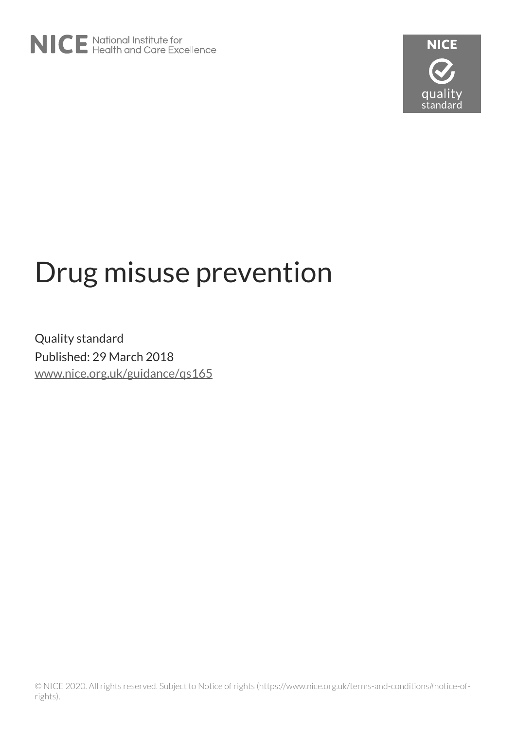# Drug misuse prevention

Quality standard

Published: 29 March 2018

www.nice.org.uk/guidance/qs165

© NICE 2020. All rights reserved. Subject to Notice of rights (https://www.nice.org.uk/terms-and-conditions#notice-of-rights).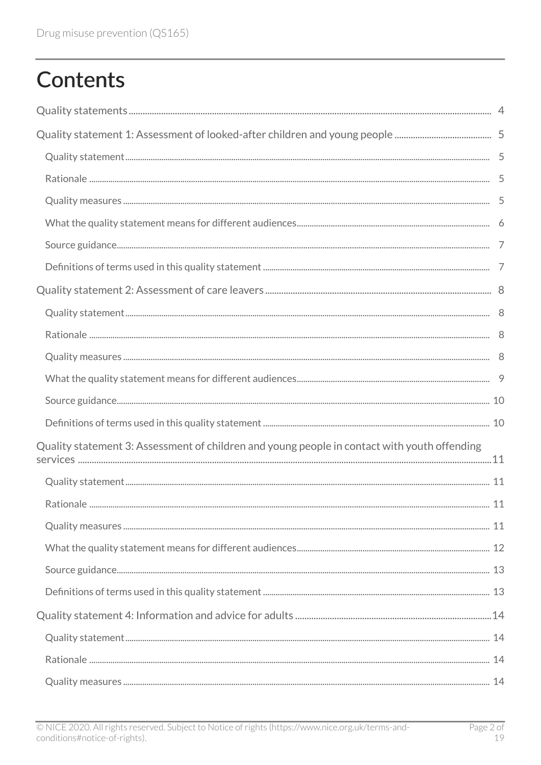# Contents

Quality statements ........................................................................................................................................... 4

Quality statement 1: Assessment of looked-after children and young people .......................................... 5

- Quality statement ........................................................................................................................................ 5
- Rationale ...................................................................................................................................................... 5
- Quality measures ......................................................................................................................................... 5
- What the quality statement means for different audiences ...................................................................... 6
- Source guidance ........................................................................................................................................... 7
- Definitions of terms used in this quality statement ..................................................................................... 7

Quality statement 2: Assessment of care leavers ................................................................................................ 8

- Quality statement ........................................................................................................................................ 8
- Rationale ...................................................................................................................................................... 8
- Quality measures ......................................................................................................................................... 8
- What the quality statement means for different audiences ...................................................................... 9
- Source guidance ........................................................................................................................................... 10
- Definitions of terms used in this quality statement ..................................................................................... 10

Quality statement 3: Assessment of children and young people in contact with youth offending services ............................................................................................................................................................ 11

- Quality statement ........................................................................................................................................ 11
- Rationale ...................................................................................................................................................... 11
- Quality measures ......................................................................................................................................... 11
- What the quality statement means for different audiences ...................................................................... 12
- Source guidance ........................................................................................................................................... 13
- Definitions of terms used in this quality statement ..................................................................................... 13

Quality statement 4: Information and advice for adults ................................................................................... 14

- Quality statement ........................................................................................................................................ 14
- Rationale ...................................................................................................................................................... 14
- Quality measures ......................................................................................................................................... 14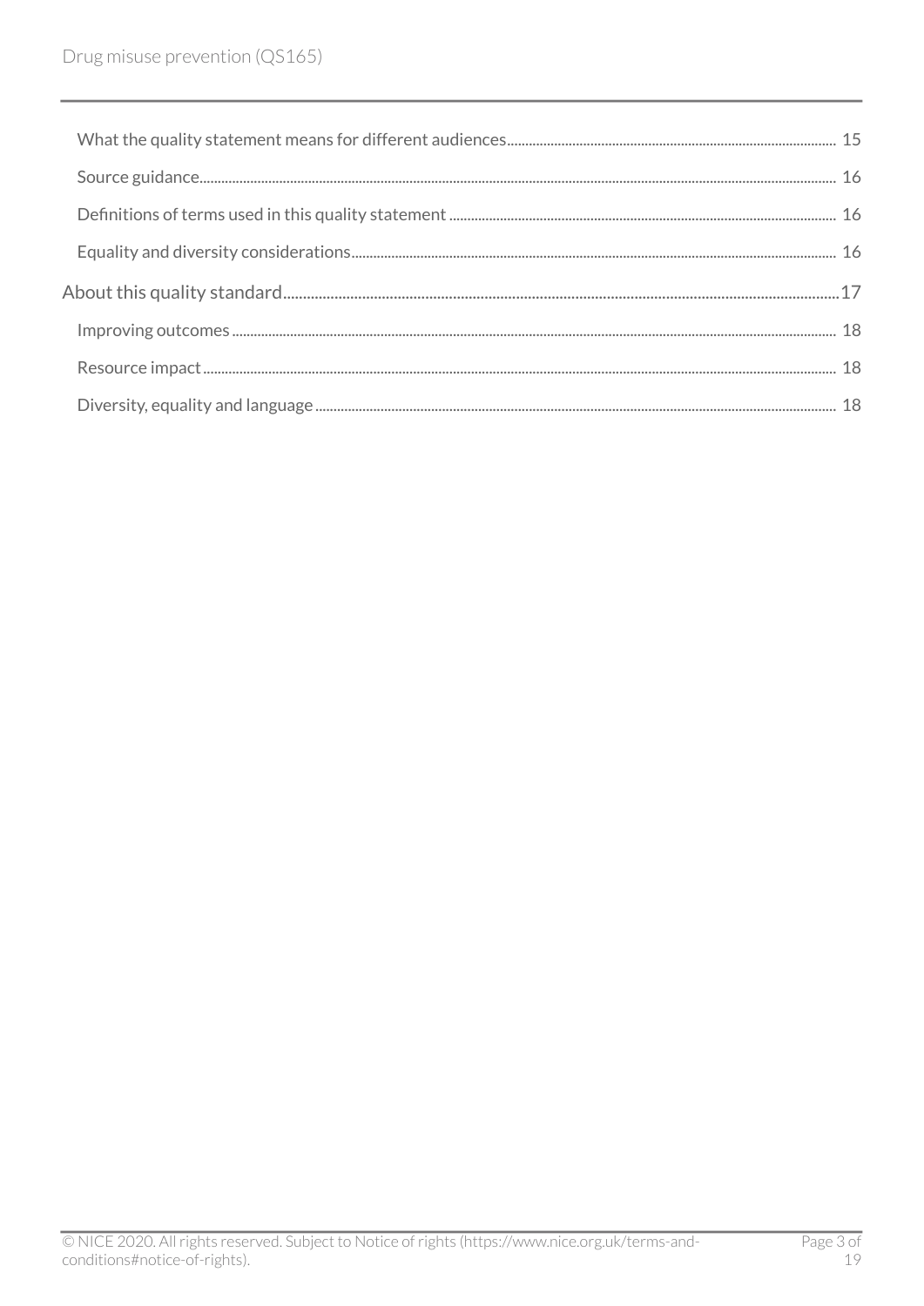What the quality statement means for different audiences ..................................................... 15

Source guidance ..................................................... 16

Definitions of terms used in this quality statement ..................................................... 16

Equality and diversity considerations ..................................................... 16

About this quality standard ..................................................... 17

Improving outcomes ..................................................... 18

Resource impact ..................................................... 18

Diversity, equality and language ..................................................... 18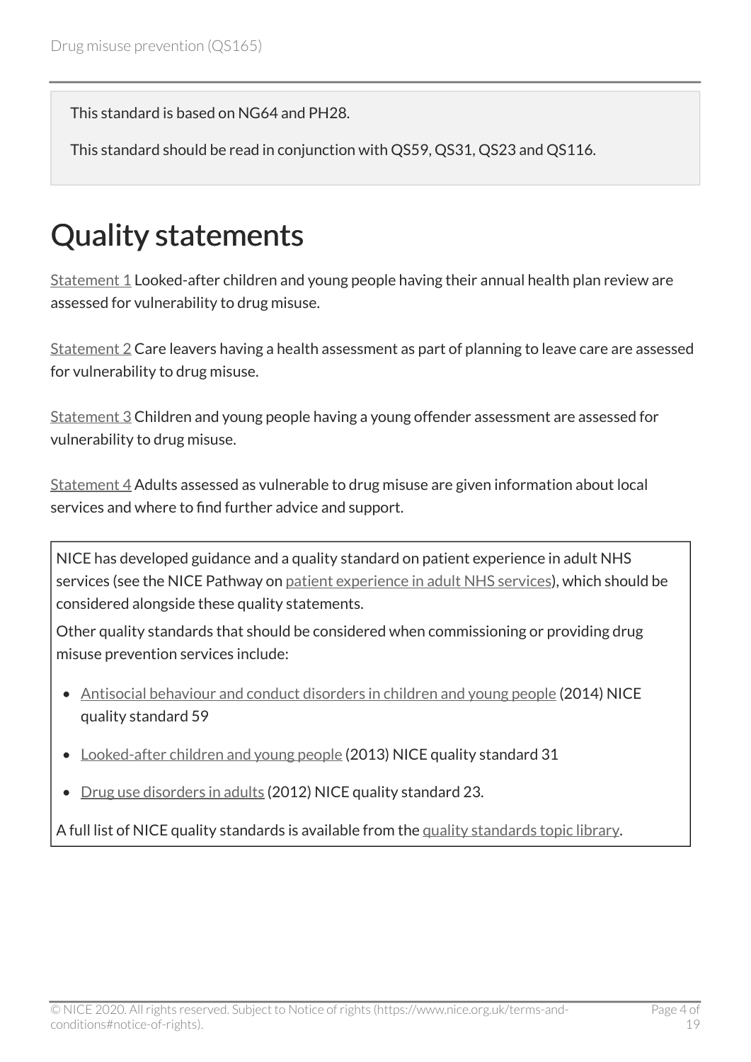This standard is based on NG64 and PH28.

This standard should be read in conjunction with QS59, QS31, QS23 and QS116.

# Quality statements

Statement 1 Looked-after children and young people having their annual health plan review are assessed for vulnerability to drug misuse.

Statement 2 Care leavers having a health assessment as part of planning to leave care are assessed for vulnerability to drug misuse.

Statement 3 Children and young people having a young offender assessment are assessed for vulnerability to drug misuse.

Statement 4 Adults assessed as vulnerable to drug misuse are given information about local services and where to find further advice and support.

NICE has developed guidance and a quality standard on patient experience in adult NHS services (see the NICE Pathway on patient experience in adult NHS services), which should be considered alongside these quality statements.

Other quality standards that should be considered when commissioning or providing drug misuse prevention services include:

- Antisocial behaviour and conduct disorders in children and young people (2014) NICE quality standard 59
- Looked-after children and young people (2013) NICE quality standard 31
- Drug use disorders in adults (2012) NICE quality standard 23.

A full list of NICE quality standards is available from the quality standards topic library.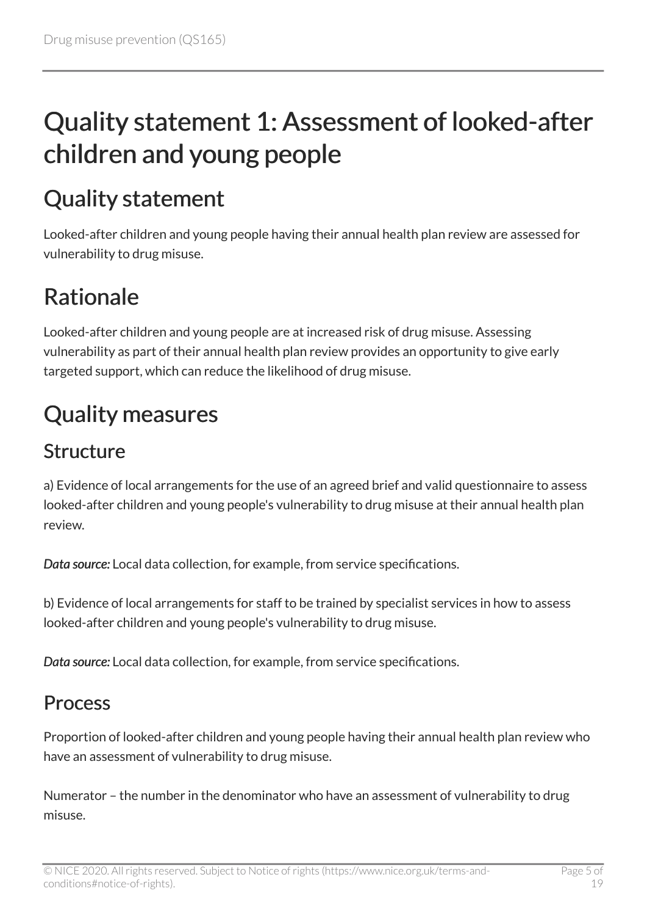# Quality statement 1: Assessment of looked-after children and young people

## Quality statement

Looked-after children and young people having their annual health plan review are assessed for vulnerability to drug misuse.

## Rationale

Looked-after children and young people are at increased risk of drug misuse. Assessing vulnerability as part of their annual health plan review provides an opportunity to give early targeted support, which can reduce the likelihood of drug misuse.

## Quality measures

### Structure

a) Evidence of local arrangements for the use of an agreed brief and valid questionnaire to assess looked-after children and young people's vulnerability to drug misuse at their annual health plan review.

***Data source:*** Local data collection, for example, from service specifications.

b) Evidence of local arrangements for staff to be trained by specialist services in how to assess looked-after children and young people's vulnerability to drug misuse.

***Data source:*** Local data collection, for example, from service specifications.

### Process

Proportion of looked-after children and young people having their annual health plan review who have an assessment of vulnerability to drug misuse.

Numerator – the number in the denominator who have an assessment of vulnerability to drug misuse.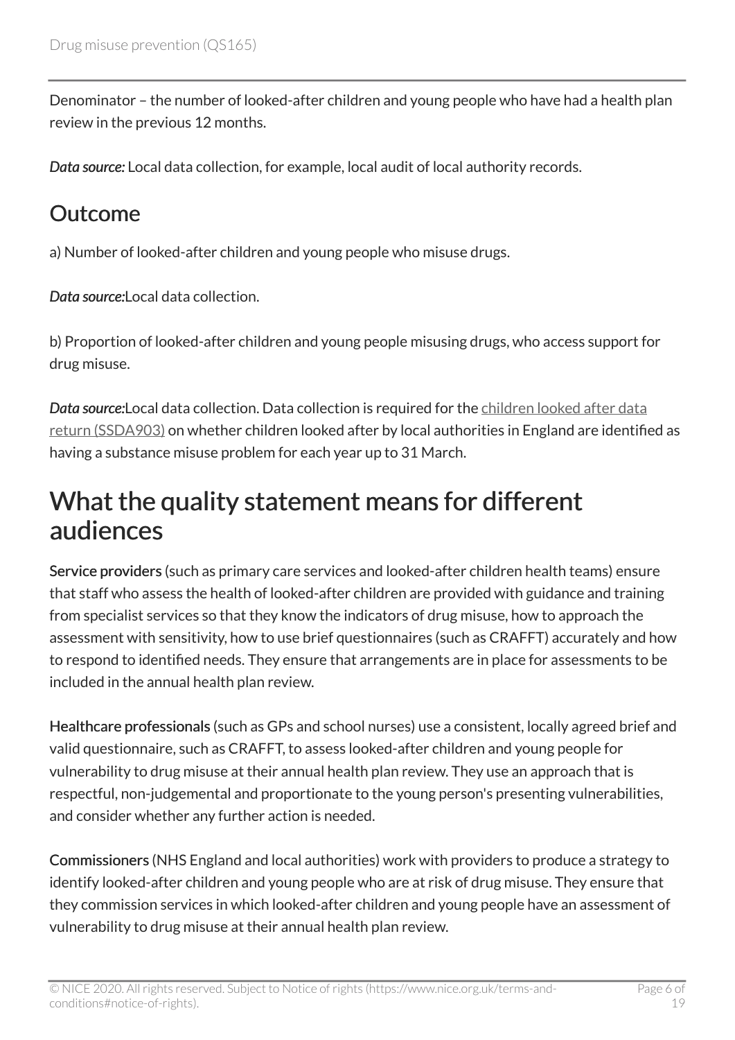Denominator – the number of looked-after children and young people who have had a health plan review in the previous 12 months.

*Data source:* Local data collection, for example, local audit of local authority records.

## Outcome

a) Number of looked-after children and young people who misuse drugs.

*Data source:*Local data collection.

b) Proportion of looked-after children and young people misusing drugs, who access support for drug misuse.

*Data source:*Local data collection. Data collection is required for the children looked after data return (SSDA903) on whether children looked after by local authorities in England are identified as having a substance misuse problem for each year up to 31 March.

# What the quality statement means for different audiences

**Service providers** (such as primary care services and looked-after children health teams) ensure that staff who assess the health of looked-after children are provided with guidance and training from specialist services so that they know the indicators of drug misuse, how to approach the assessment with sensitivity, how to use brief questionnaires (such as CRAFFT) accurately and how to respond to identified needs. They ensure that arrangements are in place for assessments to be included in the annual health plan review.

**Healthcare professionals** (such as GPs and school nurses) use a consistent, locally agreed brief and valid questionnaire, such as CRAFFT, to assess looked-after children and young people for vulnerability to drug misuse at their annual health plan review. They use an approach that is respectful, non-judgemental and proportionate to the young person's presenting vulnerabilities, and consider whether any further action is needed.

**Commissioners** (NHS England and local authorities) work with providers to produce a strategy to identify looked-after children and young people who are at risk of drug misuse. They ensure that they commission services in which looked-after children and young people have an assessment of vulnerability to drug misuse at their annual health plan review.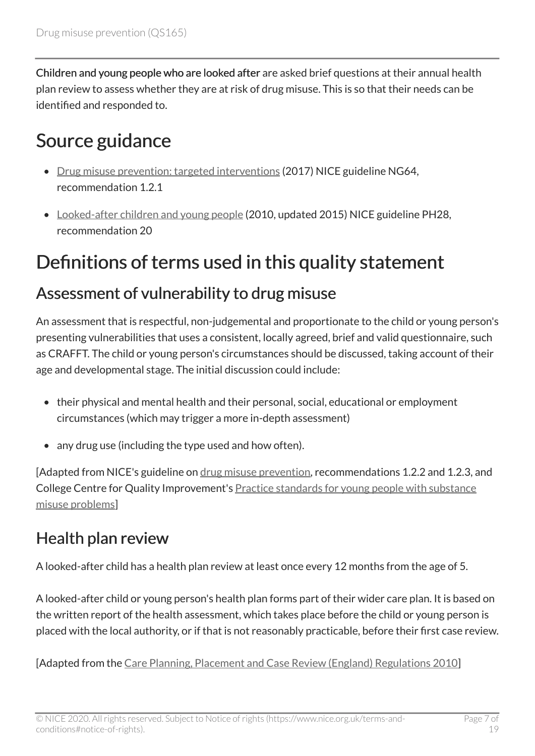**Children and young people who are looked after** are asked brief questions at their annual health plan review to assess whether they are at risk of drug misuse. This is so that their needs can be identified and responded to.

# Source guidance

- Drug misuse prevention: targeted interventions (2017) NICE guideline NG64, recommendation 1.2.1
- Looked-after children and young people (2010, updated 2015) NICE guideline PH28, recommendation 20

# Definitions of terms used in this quality statement

## Assessment of vulnerability to drug misuse

An assessment that is respectful, non-judgemental and proportionate to the child or young person's presenting vulnerabilities that uses a consistent, locally agreed, brief and valid questionnaire, such as CRAFFT. The child or young person's circumstances should be discussed, taking account of their age and developmental stage. The initial discussion could include:

- their physical and mental health and their personal, social, educational or employment circumstances (which may trigger a more in-depth assessment)
- any drug use (including the type used and how often).

[Adapted from NICE's guideline on drug misuse prevention, recommendations 1.2.2 and 1.2.3, and College Centre for Quality Improvement's Practice standards for young people with substance misuse problems]

## Health plan review

A looked-after child has a health plan review at least once every 12 months from the age of 5.

A looked-after child or young person's health plan forms part of their wider care plan. It is based on the written report of the health assessment, which takes place before the child or young person is placed with the local authority, or if that is not reasonably practicable, before their first case review.

[Adapted from the Care Planning, Placement and Case Review (England) Regulations 2010]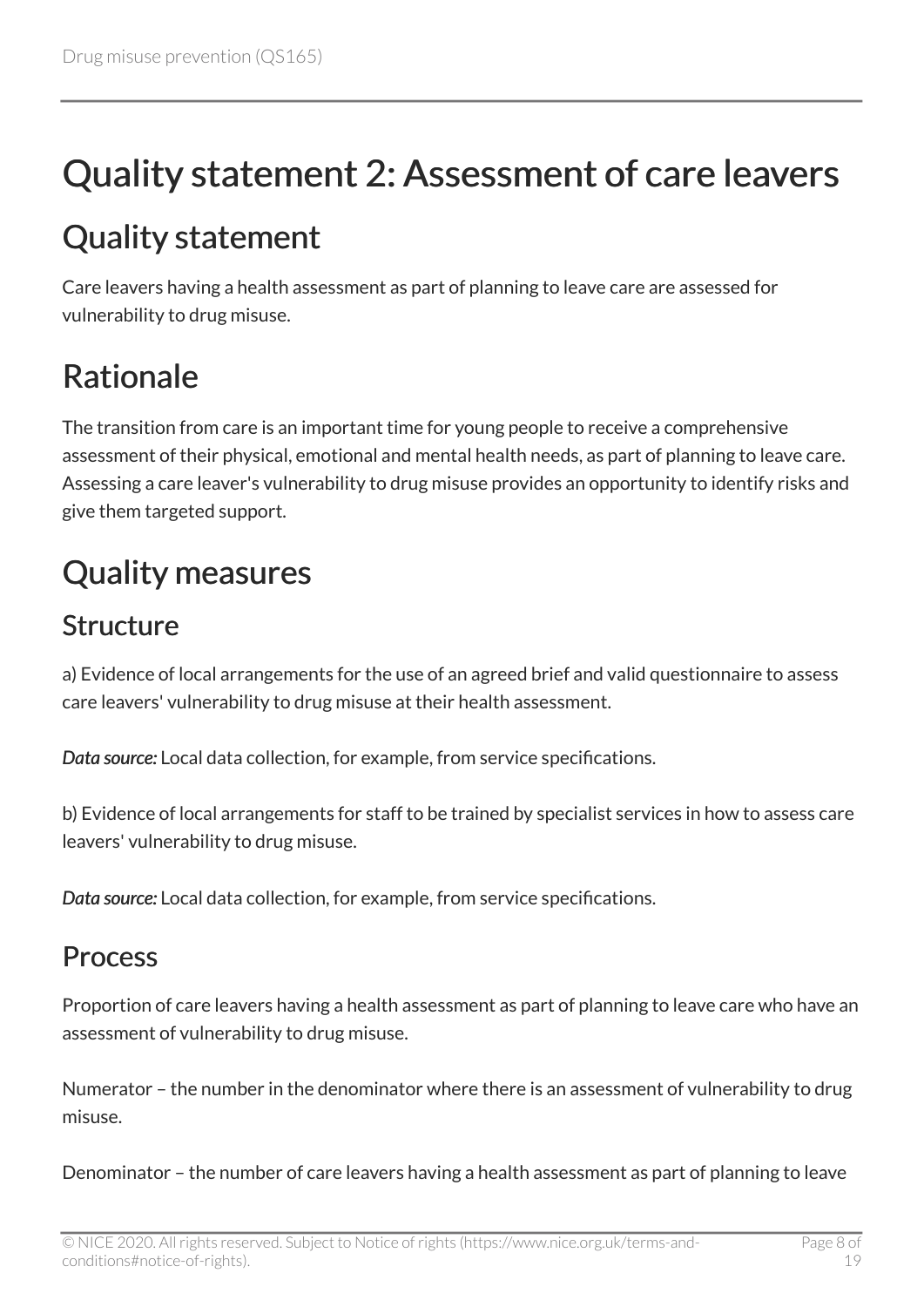# Quality statement 2: Assessment of care leavers

## Quality statement

Care leavers having a health assessment as part of planning to leave care are assessed for vulnerability to drug misuse.

## Rationale

The transition from care is an important time for young people to receive a comprehensive assessment of their physical, emotional and mental health needs, as part of planning to leave care. Assessing a care leaver's vulnerability to drug misuse provides an opportunity to identify risks and give them targeted support.

## Quality measures

### Structure

a) Evidence of local arrangements for the use of an agreed brief and valid questionnaire to assess care leavers' vulnerability to drug misuse at their health assessment.

***Data source:*** Local data collection, for example, from service specifications.

b) Evidence of local arrangements for staff to be trained by specialist services in how to assess care leavers' vulnerability to drug misuse.

***Data source:*** Local data collection, for example, from service specifications.

### Process

Proportion of care leavers having a health assessment as part of planning to leave care who have an assessment of vulnerability to drug misuse.

Numerator – the number in the denominator where there is an assessment of vulnerability to drug misuse.

Denominator – the number of care leavers having a health assessment as part of planning to leave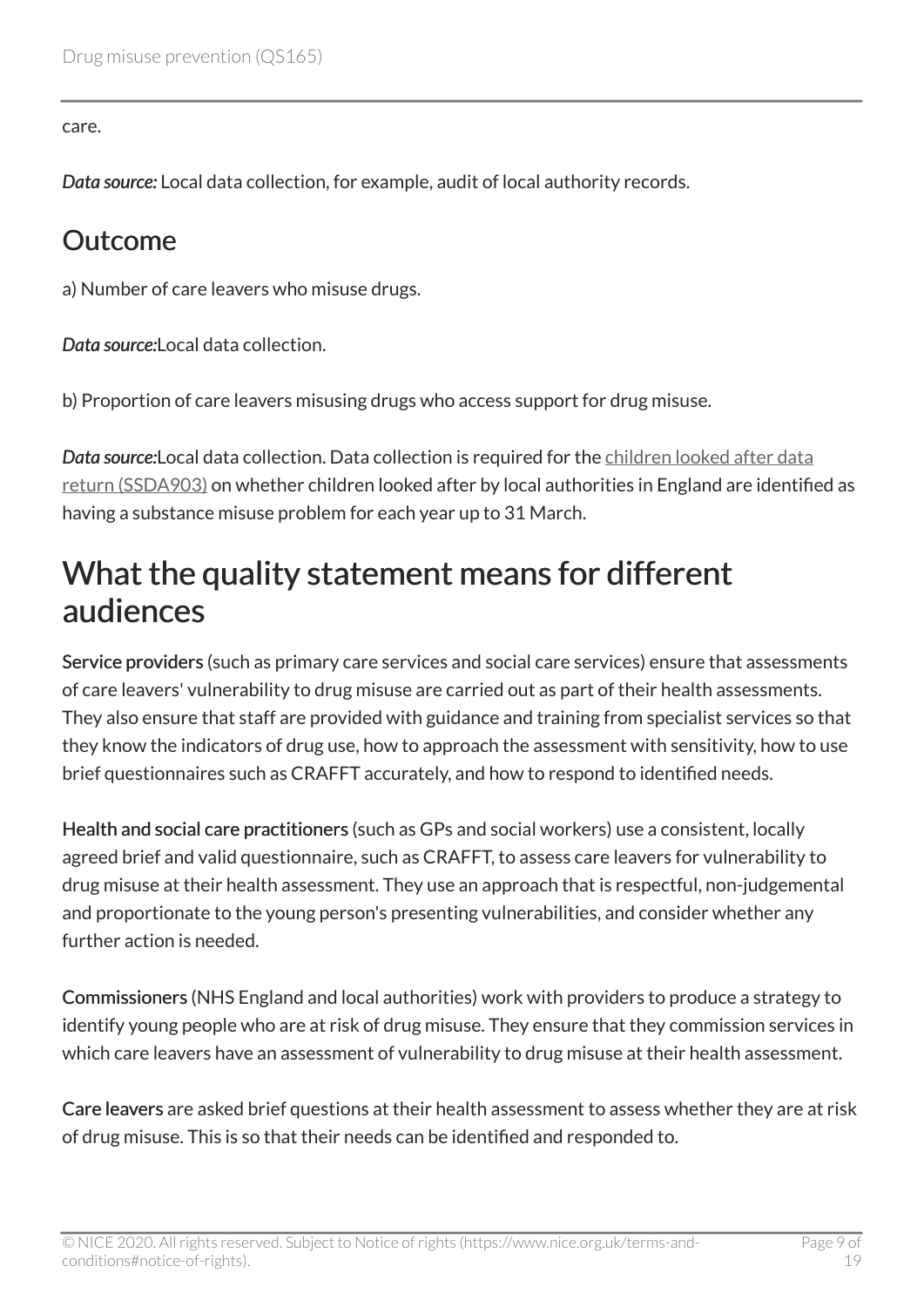care.

*Data source:* Local data collection, for example, audit of local authority records.

## Outcome

a) Number of care leavers who misuse drugs.

*Data source:*Local data collection.

b) Proportion of care leavers misusing drugs who access support for drug misuse.

*Data source:*Local data collection. Data collection is required for the children looked after data return (SSDA903) on whether children looked after by local authorities in England are identified as having a substance misuse problem for each year up to 31 March.

# What the quality statement means for different audiences

**Service providers** (such as primary care services and social care services) ensure that assessments of care leavers' vulnerability to drug misuse are carried out as part of their health assessments. They also ensure that staff are provided with guidance and training from specialist services so that they know the indicators of drug use, how to approach the assessment with sensitivity, how to use brief questionnaires such as CRAFFT accurately, and how to respond to identified needs.

**Health and social care practitioners** (such as GPs and social workers) use a consistent, locally agreed brief and valid questionnaire, such as CRAFFT, to assess care leavers for vulnerability to drug misuse at their health assessment. They use an approach that is respectful, non-judgemental and proportionate to the young person's presenting vulnerabilities, and consider whether any further action is needed.

**Commissioners** (NHS England and local authorities) work with providers to produce a strategy to identify young people who are at risk of drug misuse. They ensure that they commission services in which care leavers have an assessment of vulnerability to drug misuse at their health assessment.

**Care leavers** are asked brief questions at their health assessment to assess whether they are at risk of drug misuse. This is so that their needs can be identified and responded to.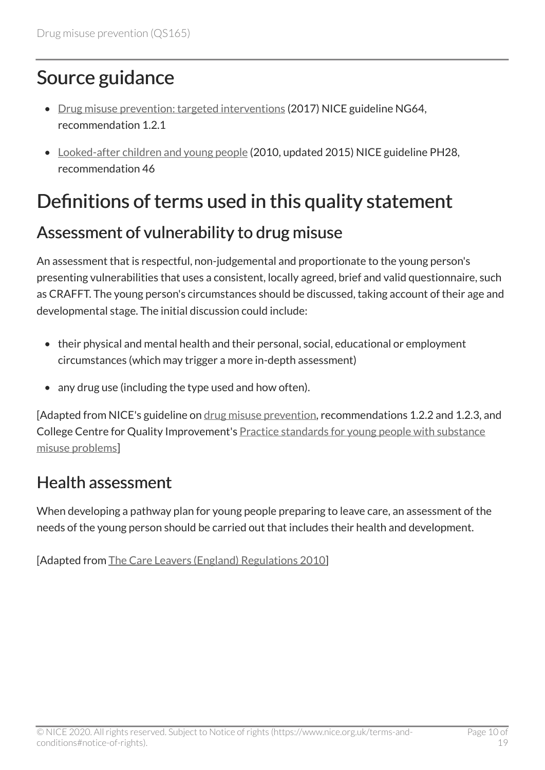## Source guidance

- Drug misuse prevention: targeted interventions (2017) NICE guideline NG64, recommendation 1.2.1
- Looked-after children and young people (2010, updated 2015) NICE guideline PH28, recommendation 46

## Definitions of terms used in this quality statement

### Assessment of vulnerability to drug misuse

An assessment that is respectful, non-judgemental and proportionate to the young person's presenting vulnerabilities that uses a consistent, locally agreed, brief and valid questionnaire, such as CRAFFT. The young person's circumstances should be discussed, taking account of their age and developmental stage. The initial discussion could include:

- their physical and mental health and their personal, social, educational or employment circumstances (which may trigger a more in-depth assessment)
- any drug use (including the type used and how often).

[Adapted from NICE's guideline on drug misuse prevention, recommendations 1.2.2 and 1.2.3, and College Centre for Quality Improvement's Practice standards for young people with substance misuse problems]

### Health assessment

When developing a pathway plan for young people preparing to leave care, an assessment of the needs of the young person should be carried out that includes their health and development.

[Adapted from The Care Leavers (England) Regulations 2010]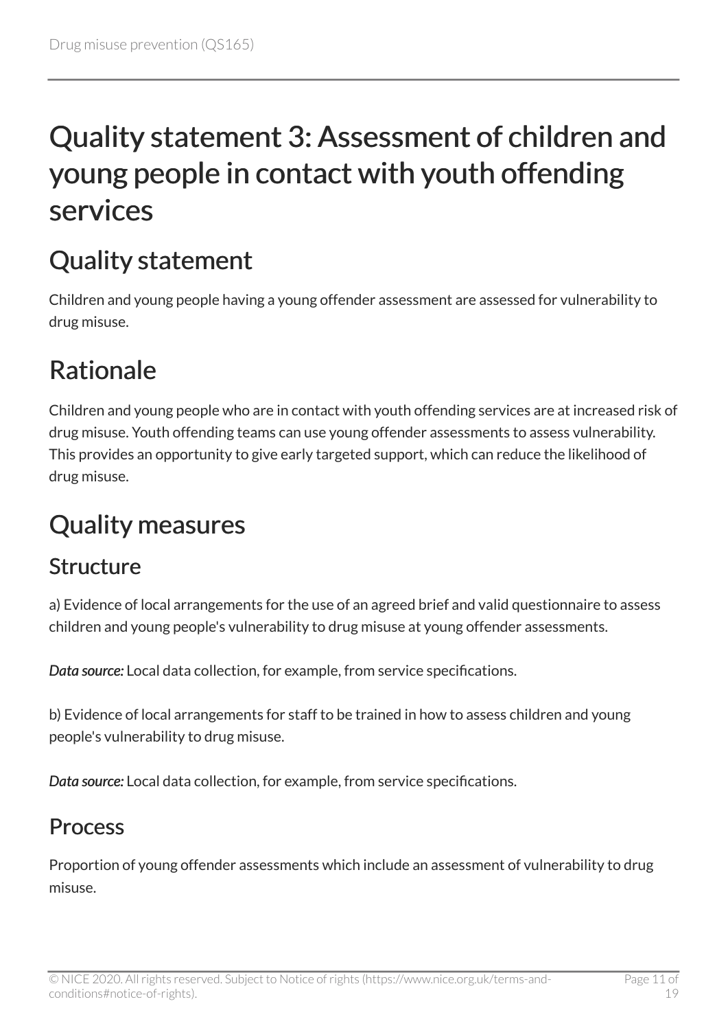# Quality statement 3: Assessment of children and young people in contact with youth offending services

## Quality statement

Children and young people having a young offender assessment are assessed for vulnerability to drug misuse.

## Rationale

Children and young people who are in contact with youth offending services are at increased risk of drug misuse. Youth offending teams can use young offender assessments to assess vulnerability. This provides an opportunity to give early targeted support, which can reduce the likelihood of drug misuse.

## Quality measures

### Structure

a) Evidence of local arrangements for the use of an agreed brief and valid questionnaire to assess children and young people's vulnerability to drug misuse at young offender assessments.

***Data source:*** Local data collection, for example, from service specifications.

b) Evidence of local arrangements for staff to be trained in how to assess children and young people's vulnerability to drug misuse.

***Data source:*** Local data collection, for example, from service specifications.

### Process

Proportion of young offender assessments which include an assessment of vulnerability to drug misuse.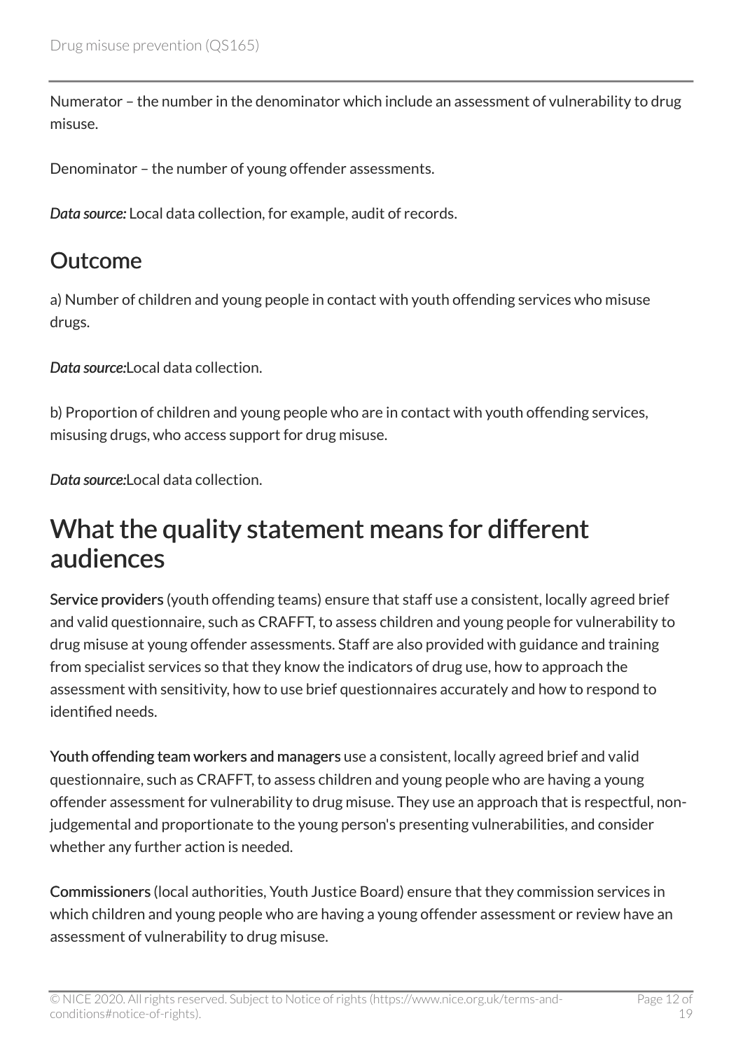Numerator – the number in the denominator which include an assessment of vulnerability to drug misuse.

Denominator – the number of young offender assessments.

*Data source:* Local data collection, for example, audit of records.

## Outcome

a) Number of children and young people in contact with youth offending services who misuse drugs.

*Data source:*Local data collection.

b) Proportion of children and young people who are in contact with youth offending services, misusing drugs, who access support for drug misuse.

*Data source:*Local data collection.

# What the quality statement means for different audiences

Service providers (youth offending teams) ensure that staff use a consistent, locally agreed brief and valid questionnaire, such as CRAFFT, to assess children and young people for vulnerability to drug misuse at young offender assessments. Staff are also provided with guidance and training from specialist services so that they know the indicators of drug use, how to approach the assessment with sensitivity, how to use brief questionnaires accurately and how to respond to identified needs.

Youth offending team workers and managers use a consistent, locally agreed brief and valid questionnaire, such as CRAFFT, to assess children and young people who are having a young offender assessment for vulnerability to drug misuse. They use an approach that is respectful, non-judgemental and proportionate to the young person's presenting vulnerabilities, and consider whether any further action is needed.

Commissioners (local authorities, Youth Justice Board) ensure that they commission services in which children and young people who are having a young offender assessment or review have an assessment of vulnerability to drug misuse.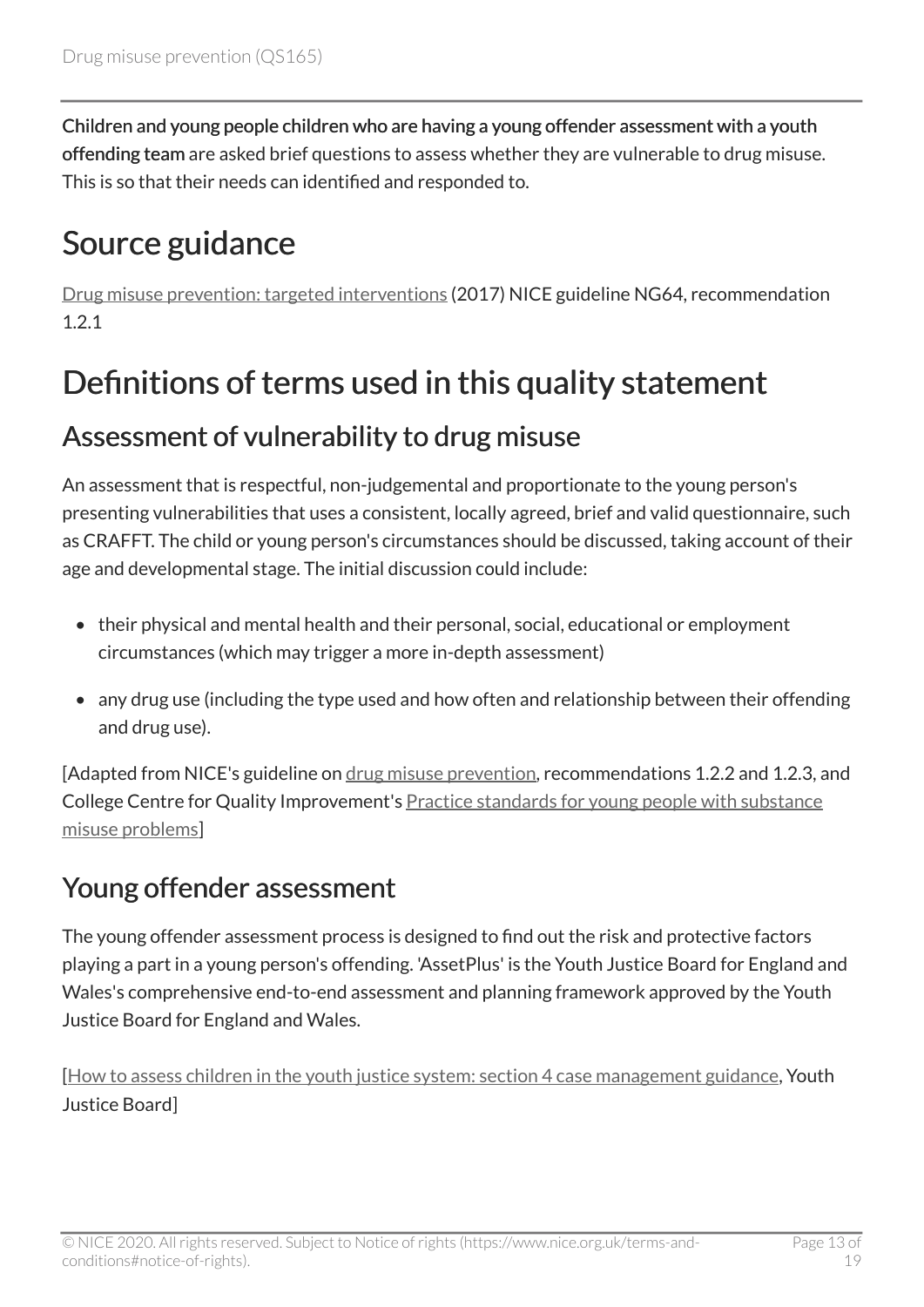**Children and young people children who are having a young offender assessment with a youth offending team** are asked brief questions to assess whether they are vulnerable to drug misuse. This is so that their needs can identified and responded to.

# Source guidance

Drug misuse prevention: targeted interventions (2017) NICE guideline NG64, recommendation 1.2.1

# Definitions of terms used in this quality statement

## Assessment of vulnerability to drug misuse

An assessment that is respectful, non-judgemental and proportionate to the young person's presenting vulnerabilities that uses a consistent, locally agreed, brief and valid questionnaire, such as CRAFFT. The child or young person's circumstances should be discussed, taking account of their age and developmental stage. The initial discussion could include:

- their physical and mental health and their personal, social, educational or employment circumstances (which may trigger a more in-depth assessment)
- any drug use (including the type used and how often and relationship between their offending and drug use).

[Adapted from NICE's guideline on drug misuse prevention, recommendations 1.2.2 and 1.2.3, and College Centre for Quality Improvement's Practice standards for young people with substance misuse problems]

## Young offender assessment

The young offender assessment process is designed to find out the risk and protective factors playing a part in a young person's offending. 'AssetPlus' is the Youth Justice Board for England and Wales's comprehensive end-to-end assessment and planning framework approved by the Youth Justice Board for England and Wales.

[How to assess children in the youth justice system: section 4 case management guidance, Youth Justice Board]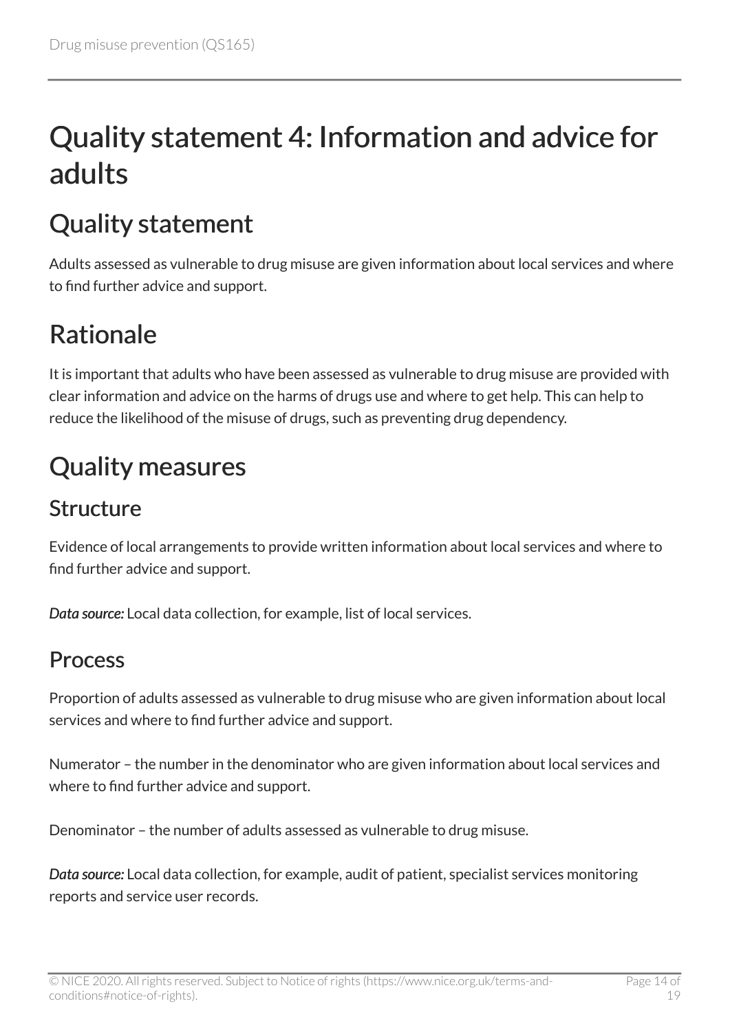# Quality statement 4: Information and advice for adults

## Quality statement

Adults assessed as vulnerable to drug misuse are given information about local services and where to find further advice and support.

## Rationale

It is important that adults who have been assessed as vulnerable to drug misuse are provided with clear information and advice on the harms of drugs use and where to get help. This can help to reduce the likelihood of the misuse of drugs, such as preventing drug dependency.

## Quality measures

### Structure

Evidence of local arrangements to provide written information about local services and where to find further advice and support.

***Data source:*** Local data collection, for example, list of local services.

### Process

Proportion of adults assessed as vulnerable to drug misuse who are given information about local services and where to find further advice and support.

Numerator – the number in the denominator who are given information about local services and where to find further advice and support.

Denominator – the number of adults assessed as vulnerable to drug misuse.

***Data source:*** Local data collection, for example, audit of patient, specialist services monitoring reports and service user records.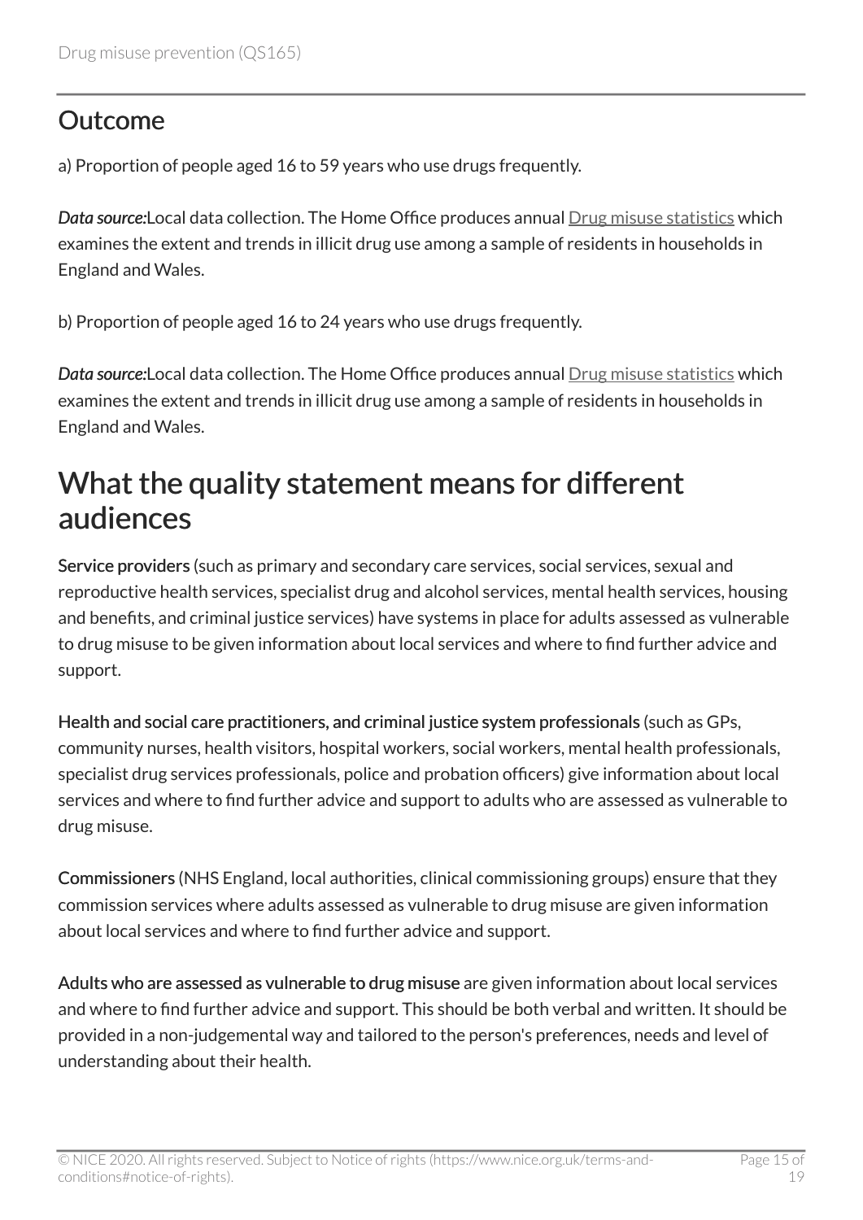### Outcome

a) Proportion of people aged 16 to 59 years who use drugs frequently.

*Data source:*Local data collection. The Home Office produces annual Drug misuse statistics which examines the extent and trends in illicit drug use among a sample of residents in households in England and Wales.

b) Proportion of people aged 16 to 24 years who use drugs frequently.

*Data source:*Local data collection. The Home Office produces annual Drug misuse statistics which examines the extent and trends in illicit drug use among a sample of residents in households in England and Wales.

## What the quality statement means for different audiences

**Service providers** (such as primary and secondary care services, social services, sexual and reproductive health services, specialist drug and alcohol services, mental health services, housing and benefits, and criminal justice services) have systems in place for adults assessed as vulnerable to drug misuse to be given information about local services and where to find further advice and support.

**Health and social care practitioners, and criminal justice system professionals** (such as GPs, community nurses, health visitors, hospital workers, social workers, mental health professionals, specialist drug services professionals, police and probation officers) give information about local services and where to find further advice and support to adults who are assessed as vulnerable to drug misuse.

**Commissioners** (NHS England, local authorities, clinical commissioning groups) ensure that they commission services where adults assessed as vulnerable to drug misuse are given information about local services and where to find further advice and support.

**Adults who are assessed as vulnerable to drug misuse** are given information about local services and where to find further advice and support. This should be both verbal and written. It should be provided in a non-judgemental way and tailored to the person's preferences, needs and level of understanding about their health.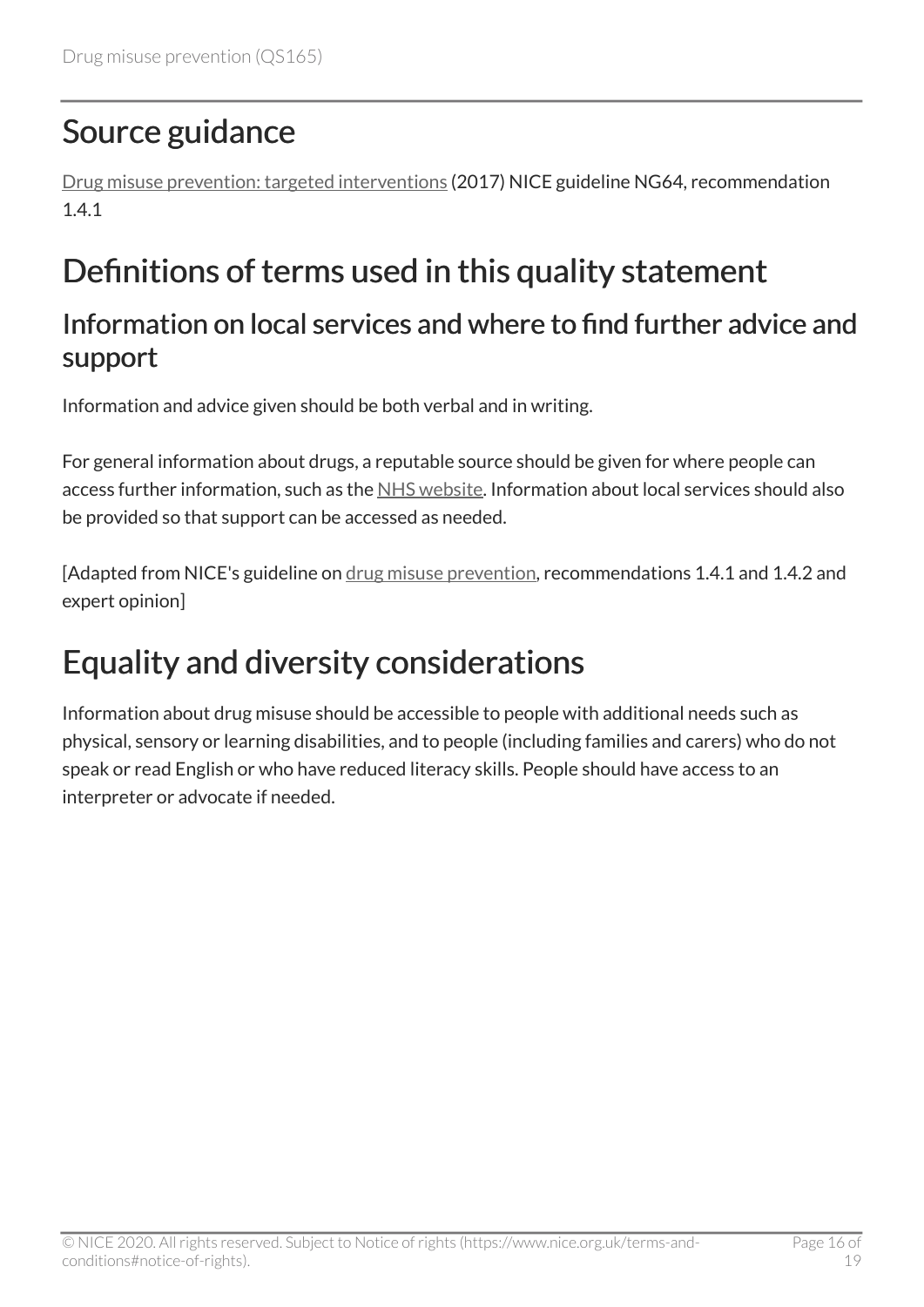# Source guidance

Drug misuse prevention: targeted interventions (2017) NICE guideline NG64, recommendation 1.4.1

# Definitions of terms used in this quality statement

## Information on local services and where to find further advice and support

Information and advice given should be both verbal and in writing.

For general information about drugs, a reputable source should be given for where people can access further information, such as the NHS website. Information about local services should also be provided so that support can be accessed as needed.

[Adapted from NICE's guideline on drug misuse prevention, recommendations 1.4.1 and 1.4.2 and expert opinion]

# Equality and diversity considerations

Information about drug misuse should be accessible to people with additional needs such as physical, sensory or learning disabilities, and to people (including families and carers) who do not speak or read English or who have reduced literacy skills. People should have access to an interpreter or advocate if needed.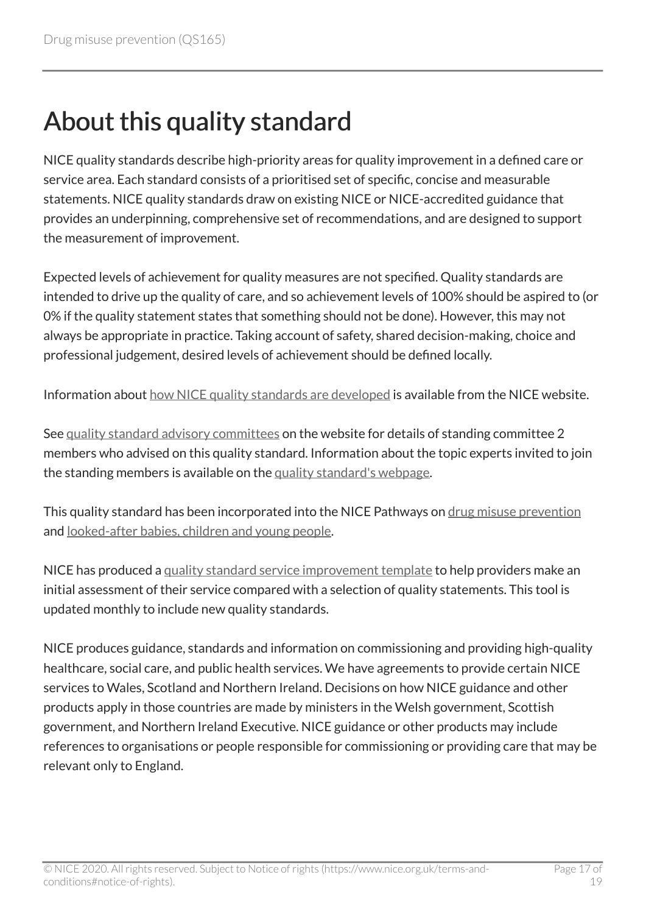# About this quality standard

NICE quality standards describe high-priority areas for quality improvement in a defined care or service area. Each standard consists of a prioritised set of specific, concise and measurable statements. NICE quality standards draw on existing NICE or NICE-accredited guidance that provides an underpinning, comprehensive set of recommendations, and are designed to support the measurement of improvement.

Expected levels of achievement for quality measures are not specified. Quality standards are intended to drive up the quality of care, and so achievement levels of 100% should be aspired to (or 0% if the quality statement states that something should not be done). However, this may not always be appropriate in practice. Taking account of safety, shared decision-making, choice and professional judgement, desired levels of achievement should be defined locally.

Information about how NICE quality standards are developed is available from the NICE website.

See quality standard advisory committees on the website for details of standing committee 2 members who advised on this quality standard. Information about the topic experts invited to join the standing members is available on the quality standard's webpage.

This quality standard has been incorporated into the NICE Pathways on drug misuse prevention and looked-after babies, children and young people.

NICE has produced a quality standard service improvement template to help providers make an initial assessment of their service compared with a selection of quality statements. This tool is updated monthly to include new quality standards.

NICE produces guidance, standards and information on commissioning and providing high-quality healthcare, social care, and public health services. We have agreements to provide certain NICE services to Wales, Scotland and Northern Ireland. Decisions on how NICE guidance and other products apply in those countries are made by ministers in the Welsh government, Scottish government, and Northern Ireland Executive. NICE guidance or other products may include references to organisations or people responsible for commissioning or providing care that may be relevant only to England.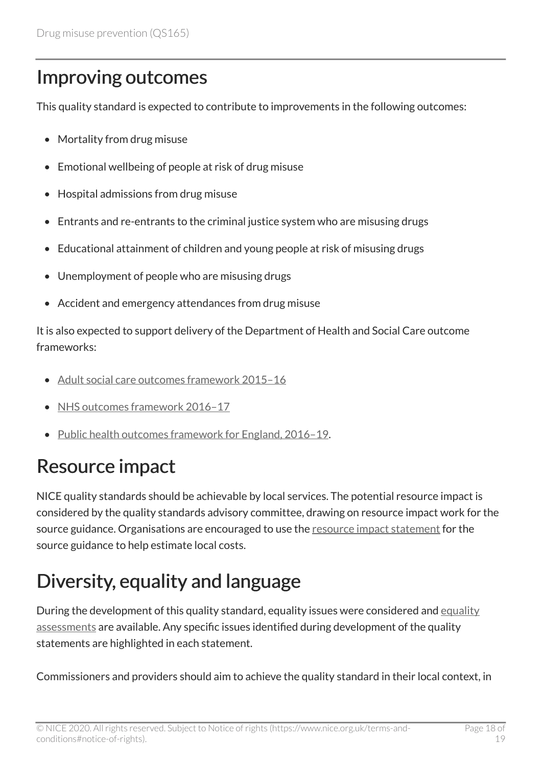## Improving outcomes

This quality standard is expected to contribute to improvements in the following outcomes:

- Mortality from drug misuse
- Emotional wellbeing of people at risk of drug misuse
- Hospital admissions from drug misuse
- Entrants and re-entrants to the criminal justice system who are misusing drugs
- Educational attainment of children and young people at risk of misusing drugs
- Unemployment of people who are misusing drugs
- Accident and emergency attendances from drug misuse

It is also expected to support delivery of the Department of Health and Social Care outcome frameworks:

- Adult social care outcomes framework 2015–16
- NHS outcomes framework 2016–17
- Public health outcomes framework for England, 2016–19.

## Resource impact

NICE quality standards should be achievable by local services. The potential resource impact is considered by the quality standards advisory committee, drawing on resource impact work for the source guidance. Organisations are encouraged to use the resource impact statement for the source guidance to help estimate local costs.

## Diversity, equality and language

During the development of this quality standard, equality issues were considered and equality assessments are available. Any specific issues identified during development of the quality statements are highlighted in each statement.

Commissioners and providers should aim to achieve the quality standard in their local context, in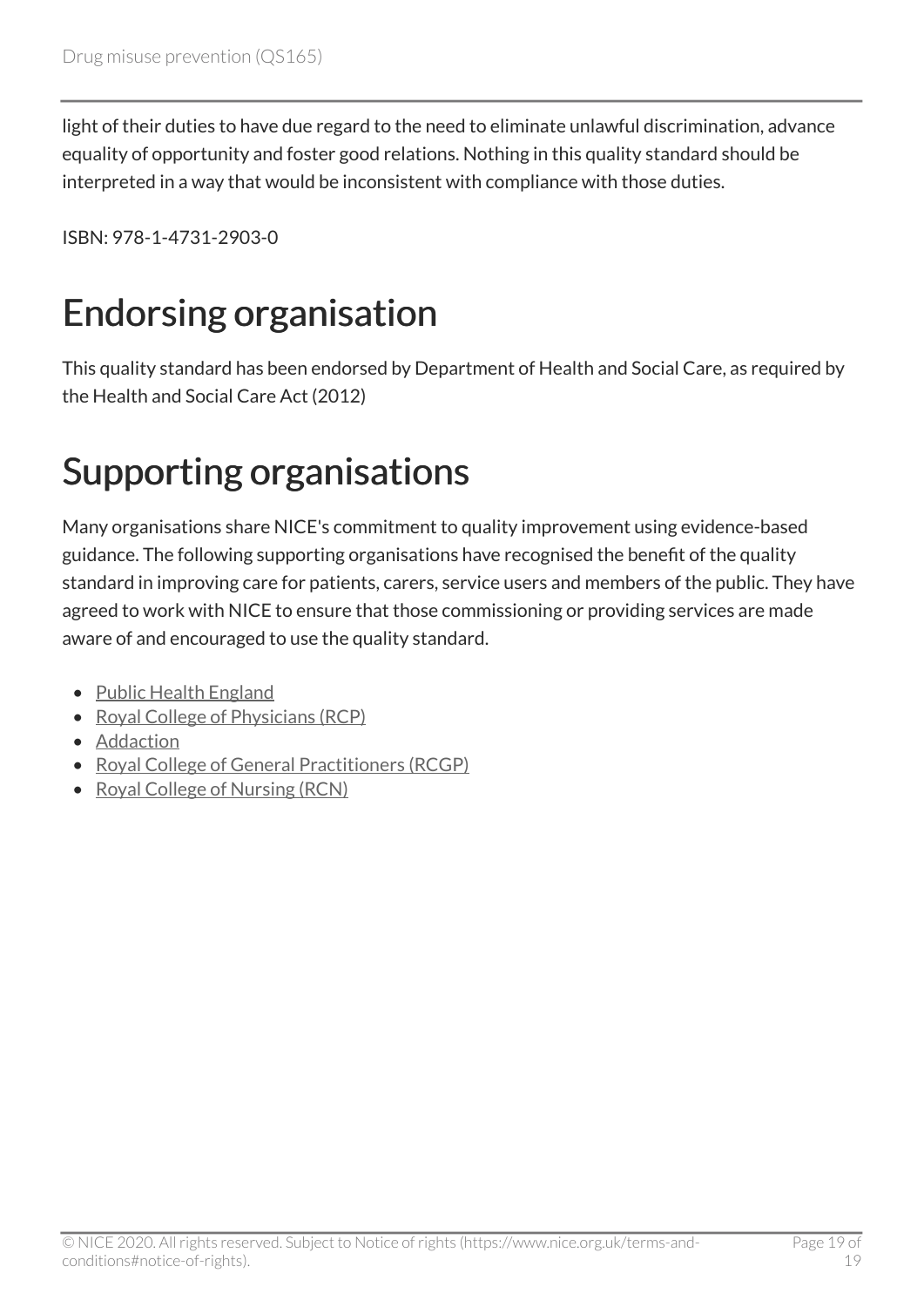light of their duties to have due regard to the need to eliminate unlawful discrimination, advance equality of opportunity and foster good relations. Nothing in this quality standard should be interpreted in a way that would be inconsistent with compliance with those duties.

ISBN: 978-1-4731-2903-0

# Endorsing organisation

This quality standard has been endorsed by Department of Health and Social Care, as required by the Health and Social Care Act (2012)

# Supporting organisations

Many organisations share NICE's commitment to quality improvement using evidence-based guidance. The following supporting organisations have recognised the benefit of the quality standard in improving care for patients, carers, service users and members of the public. They have agreed to work with NICE to ensure that those commissioning or providing services are made aware of and encouraged to use the quality standard.

- Public Health England
- Royal College of Physicians (RCP)
- Addaction
- Royal College of General Practitioners (RCGP)
- Royal College of Nursing (RCN)